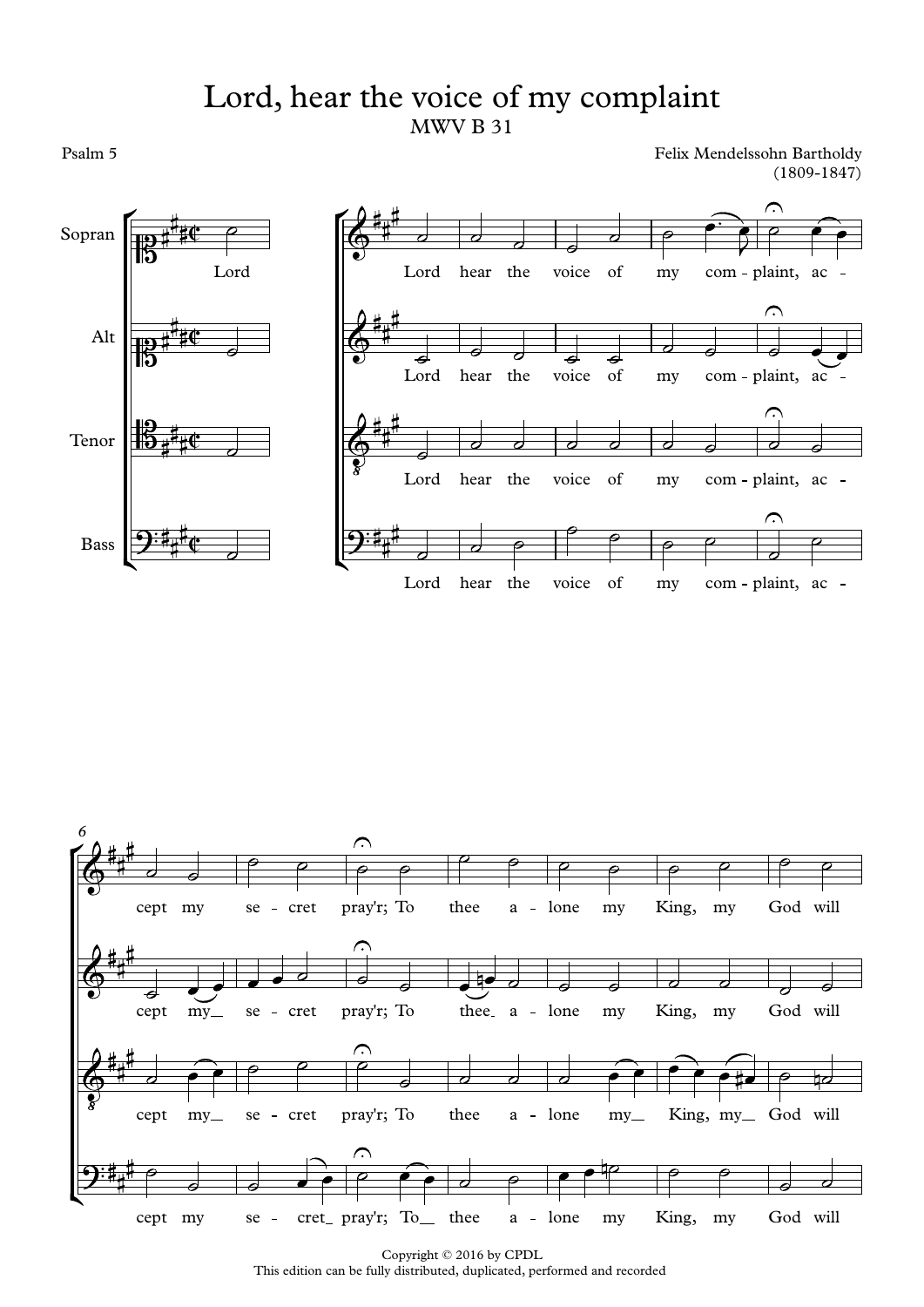# Lord, hear the voice of my complaint

MWV B 31

Psalm 5

Felix Mendelssohn Bartholdy
(1809-1847)

Sopran, Alt, Tenor, Bass

Lord hear the voice of my com - plaint, ac - cept my se - cret pray'r; To thee a - lone my King, my God will

Copyright © 2016 by CPDL
This edition can be fully distributed, duplicated, performed and recorded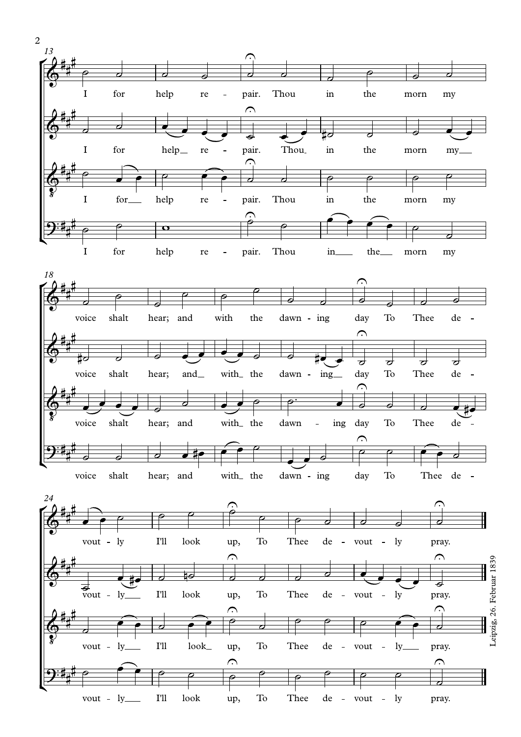I for help re - pair. Thou in the morn my voice shalt hear; and with the dawn - ing day To Thee de - vout - ly I'll look up, To Thee de - vout - ly pray.

Leipzig, 26. Februar 1839